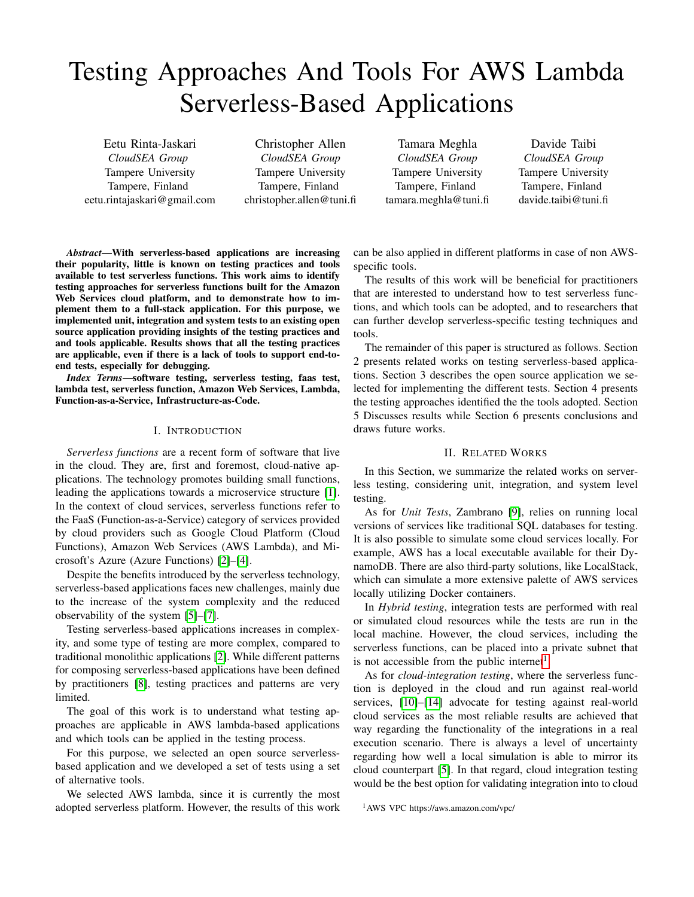# Testing Approaches And Tools For AWS Lambda Serverless-Based Applications

Eetu Rinta-Jaskari
*CloudSEA Group*
Tampere University
Tampere, Finland
eetu.rintajaskari@gmail.com

Christopher Allen
*CloudSEA Group*
Tampere University
Tampere, Finland
christopher.allen@tuni.fi

Tamara Meghla
*CloudSEA Group*
Tampere University
Tampere, Finland
tamara.meghla@tuni.fi

Davide Taibi
*CloudSEA Group*
Tampere University
Tampere, Finland
davide.taibi@tuni.fi

***Abstract*—With serverless-based applications are increasing their popularity, little is known on testing practices and tools available to test serverless functions. This work aims to identify testing approaches for serverless functions built for the Amazon Web Services cloud platform, and to demonstrate how to implement them to a full-stack application. For this purpose, we implemented unit, integration and system tests to an existing open source application providing insights of the testing practices and and tools applicable. Results shows that all the testing practices are applicable, even if there is a lack of tools to support end-to-end tests, especially for debugging.**

***Index Terms*—software testing, serverless testing, faas test, lambda test, serverless function, Amazon Web Services, Lambda, Function-as-a-Service, Infrastructure-as-Code.**

## I. Introduction

*Serverless functions* are a recent form of software that live in the cloud. They are, first and foremost, cloud-native applications. The technology promotes building small functions, leading the applications towards a microservice structure [1]. In the context of cloud services, serverless functions refer to the FaaS (Function-as-a-Service) category of services provided by cloud providers such as Google Cloud Platform (Cloud Functions), Amazon Web Services (AWS Lambda), and Microsoft's Azure (Azure Functions) [2]–[4].

Despite the benefits introduced by the serverless technology, serverless-based applications faces new challenges, mainly due to the increase of the system complexity and the reduced observability of the system [5]–[7].

Testing serverless-based applications increases in complexity, and some type of testing are more complex, compared to traditional monolithic applications [2]. While different patterns for composing serverless-based applications have been defined by practitioners [8], testing practices and patterns are very limited.

The goal of this work is to understand what testing approaches are applicable in AWS lambda-based applications and which tools can be applied in the testing process.

For this purpose, we selected an open source serverless-based application and we developed a set of tests using a set of alternative tools.

We selected AWS lambda, since it is currently the most adopted serverless platform. However, the results of this work can be also applied in different platforms in case of non AWS-specific tools.

The results of this work will be beneficial for practitioners that are interested to understand how to test serverless functions, and which tools can be adopted, and to researchers that can further develop serverless-specific testing techniques and tools.

The remainder of this paper is structured as follows. Section 2 presents related works on testing serverless-based applications. Section 3 describes the open source application we selected for implementing the different tests. Section 4 presents the testing approaches identified the the tools adopted. Section 5 Discusses results while Section 6 presents conclusions and draws future works.

## II. Related Works

In this Section, we summarize the related works on serverless testing, considering unit, integration, and system level testing.

As for *Unit Tests*, Zambrano [9], relies on running local versions of services like traditional SQL databases for testing. It is also possible to simulate some cloud services locally. For example, AWS has a local executable available for their DynamoDB. There are also third-party solutions, like LocalStack, which can simulate a more extensive palette of AWS services locally utilizing Docker containers.

In *Hybrid testing*, integration tests are performed with real or simulated cloud resources while the tests are run in the local machine. However, the cloud services, including the serverless functions, can be placed into a private subnet that is not accessible from the public internet[1]

As for *cloud-integration testing*, where the serverless function is deployed in the cloud and run against real-world services, [10]–[14] advocate for testing against real-world cloud services as the most reliable results are achieved that way regarding the functionality of the integrations in a real execution scenario. There is always a level of uncertainty regarding how well a local simulation is able to mirror its cloud counterpart [5]. In that regard, cloud integration testing would be the best option for validating integration into to cloud

[1] AWS VPC https://aws.amazon.com/vpc/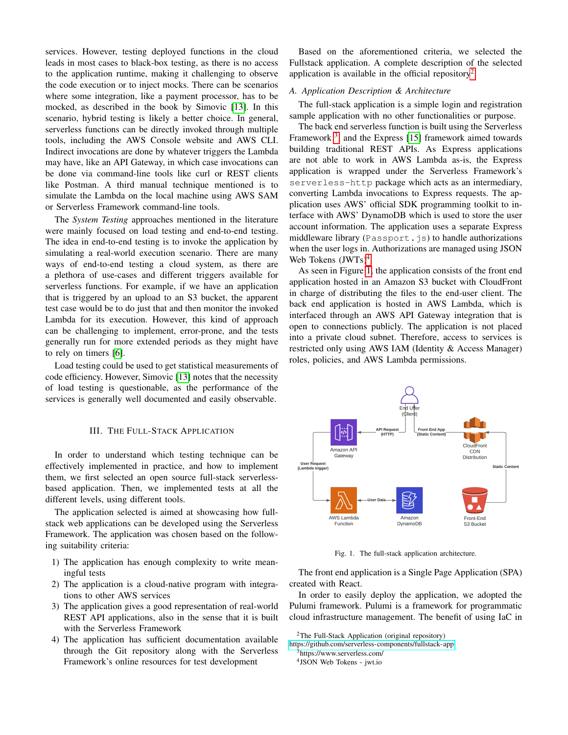services. However, testing deployed functions in the cloud leads in most cases to black-box testing, as there is no access to the application runtime, making it challenging to observe the code execution or to inject mocks. There can be scenarios where some integration, like a payment processor, has to be mocked, as described in the book by Simovic [13]. In this scenario, hybrid testing is likely a better choice. In general, serverless functions can be directly invoked through multiple tools, including the AWS Console website and AWS CLI. Indirect invocations are done by whatever triggers the Lambda may have, like an API Gateway, in which case invocations can be done via command-line tools like curl or REST clients like Postman. A third manual technique mentioned is to simulate the Lambda on the local machine using AWS SAM or Serverless Framework command-line tools.

The *System Testing* approaches mentioned in the literature were mainly focused on load testing and end-to-end testing. The idea in end-to-end testing is to invoke the application by simulating a real-world execution scenario. There are many ways of end-to-end testing a cloud system, as there are a plethora of use-cases and different triggers available for serverless functions. For example, if we have an application that is triggered by an upload to an S3 bucket, the apparent test case would be to do just that and then monitor the invoked Lambda for its execution. However, this kind of approach can be challenging to implement, error-prone, and the tests generally run for more extended periods as they might have to rely on timers [6].

Load testing could be used to get statistical measurements of code efficiency. However, Simovic [13] notes that the necessity of load testing is questionable, as the performance of the services is generally well documented and easily observable.

## III. The Full-Stack Application

In order to understand which testing technique can be effectively implemented in practice, and how to implement them, we first selected an open source full-stack serverless-based application. Then, we implemented tests at all the different levels, using different tools.

The application selected is aimed at showcasing how full-stack web applications can be developed using the Serverless Framework. The application was chosen based on the following suitability criteria:

1) The application has enough complexity to write meaningful tests
2) The application is a cloud-native program with integrations to other AWS services
3) The application gives a good representation of real-world REST API applications, also in the sense that it is built with the Serverless Framework
4) The application has sufficient documentation available through the Git repository along with the Serverless Framework's online resources for test development

Based on the aforementioned criteria, we selected the Fullstack application. A complete description of the selected application is available in the official repository[2].

### A. Application Description & Architecture

The full-stack application is a simple login and registration sample application with no other functionalities or purpose.

The back end serverless function is built using the Serverless Framework [3] and the Express [15] framework aimed towards building traditional REST APIs. As Express applications are not able to work in AWS Lambda as-is, the Express application is wrapped under the Serverless Framework's `serverless-http` package which acts as an intermediary, converting Lambda invocations to Express requests. The application uses AWS' official SDK programming toolkit to interface with AWS' DynamoDB which is used to store the user account information. The application uses a separate Express middleware library (`Passport.js`) to handle authorizations when the user logs in. Authorizations are managed using JSON Web Tokens (JWTs)[4].

As seen in Figure 1, the application consists of the front end application hosted in an Amazon S3 bucket with CloudFront in charge of distributing the files to the end-user client. The back end application is hosted in AWS Lambda, which is interfaced through an AWS API Gateway integration that is open to connections publicly. The application is not placed into a private cloud subnet. Therefore, access to services is restricted only using AWS IAM (Identity & Access Manager) roles, policies, and AWS Lambda permissions.

Fig. 1. The full-stack application architecture.

The front end application is a Single Page Application (SPA) created with React.

In order to easily deploy the application, we adopted the Pulumi framework. Pulumi is a framework for programmatic cloud infrastructure management. The benefit of using IaC in

[2] The Full-Stack Application (original repository) https://github.com/serverless-components/fullstack-app

[3] https://www.serverless.com/

[4] JSON Web Tokens - jwt.io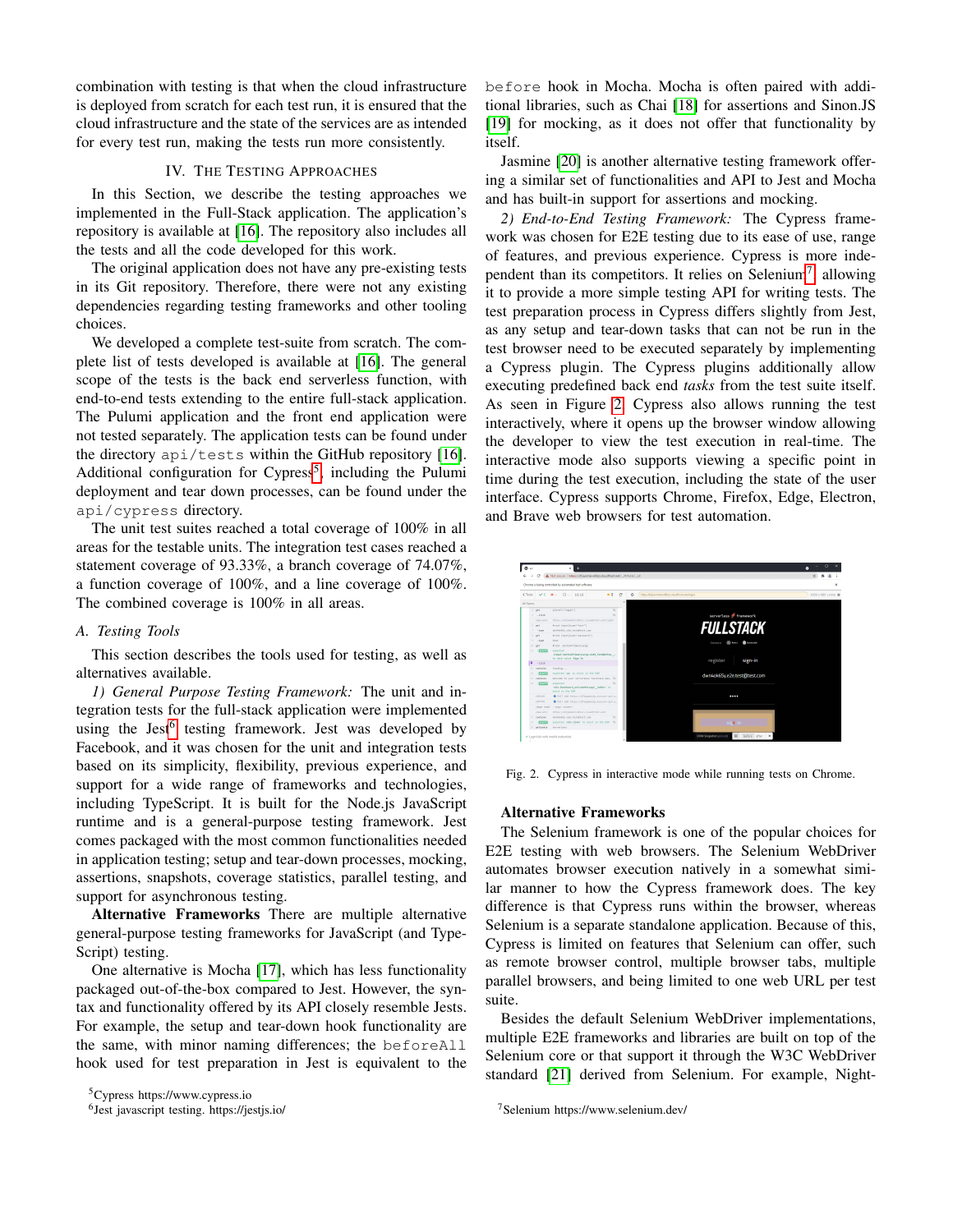combination with testing is that when the cloud infrastructure is deployed from scratch for each test run, it is ensured that the cloud infrastructure and the state of the services are as intended for every test run, making the tests run more consistently.

## IV. The Testing Approaches

In this Section, we describe the testing approaches we implemented in the Full-Stack application. The application's repository is available at [16]. The repository also includes all the tests and all the code developed for this work.

The original application does not have any pre-existing tests in its Git repository. Therefore, there were not any existing dependencies regarding testing frameworks and other tooling choices.

We developed a complete test-suite from scratch. The complete list of tests developed is available at [16]. The general scope of the tests is the back end serverless function, with end-to-end tests extending to the entire full-stack application. The Pulumi application and the front end application were not tested separately. The application tests can be found under the directory `api/tests` within the GitHub repository [16]. Additional configuration for Cypress[5], including the Pulumi deployment and tear down processes, can be found under the `api/cypress` directory.

The unit test suites reached a total coverage of 100% in all areas for the testable units. The integration test cases reached a statement coverage of 93.33%, a branch coverage of 74.07%, a function coverage of 100%, and a line coverage of 100%. The combined coverage is 100% in all areas.

### A. Testing Tools

This section describes the tools used for testing, as well as alternatives available.

*1) General Purpose Testing Framework:* The unit and integration tests for the full-stack application were implemented using the Jest[6] testing framework. Jest was developed by Facebook, and it was chosen for the unit and integration tests based on its simplicity, flexibility, previous experience, and support for a wide range of frameworks and technologies, including TypeScript. It is built for the Node.js JavaScript runtime and is a general-purpose testing framework. Jest comes packaged with the most common functionalities needed in application testing; setup and tear-down processes, mocking, assertions, snapshots, coverage statistics, parallel testing, and support for asynchronous testing.

**Alternative Frameworks** There are multiple alternative general-purpose testing frameworks for JavaScript (and TypeScript) testing.

One alternative is Mocha [17], which has less functionality packaged out-of-the-box compared to Jest. However, the syntax and functionality offered by its API closely resemble Jests. For example, the setup and tear-down hook functionality are the same, with minor naming differences; the `beforeAll` hook used for test preparation in Jest is equivalent to the `before` hook in Mocha. Mocha is often paired with additional libraries, such as Chai [18] for assertions and Sinon.JS [19] for mocking, as it does not offer that functionality by itself.

Jasmine [20] is another alternative testing framework offering a similar set of functionalities and API to Jest and Mocha and has built-in support for assertions and mocking.

*2) End-to-End Testing Framework:* The Cypress framework was chosen for E2E testing due to its ease of use, range of features, and previous experience. Cypress is more independent than its competitors. It relies on Selenium[7] allowing it to provide a more simple testing API for writing tests. The test preparation process in Cypress differs slightly from Jest, as any setup and tear-down tasks that can not be run in the test browser need to be executed separately by implementing a Cypress plugin. The Cypress plugins additionally allow executing predefined back end *tasks* from the test suite itself. As seen in Figure 2, Cypress also allows running the test interactively, where it opens up the browser window allowing the developer to view the test execution in real-time. The interactive mode also supports viewing a specific point in time during the test execution, including the state of the user interface. Cypress supports Chrome, Firefox, Edge, Electron, and Brave web browsers for test automation.

Fig. 2. Cypress in interactive mode while running tests on Chrome.

**Alternative Frameworks**

The Selenium framework is one of the popular choices for E2E testing with web browsers. The Selenium WebDriver automates browser execution natively in a somewhat similar manner to how the Cypress framework does. The key difference is that Cypress runs within the browser, whereas Selenium is a separate standalone application. Because of this, Cypress is limited on features that Selenium can offer, such as remote browser control, multiple browser tabs, multiple parallel browsers, and being limited to one web URL per test suite.

Besides the default Selenium WebDriver implementations, multiple E2E frameworks and libraries are built on top of the Selenium core or that support it through the W3C WebDriver standard [21] derived from Selenium. For example, Night-

[5] Cypress https://www.cypress.io

[6] Jest javascript testing. https://jestjs.io/

[7] Selenium https://www.selenium.dev/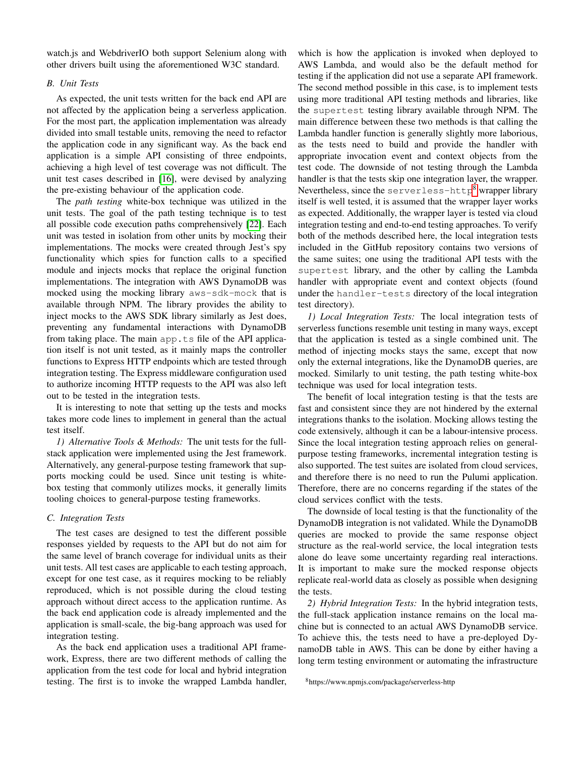watch.js and WebdriverIO both support Selenium along with other drivers built using the aforementioned W3C standard.

### B. Unit Tests

As expected, the unit tests written for the back end API are not affected by the application being a serverless application. For the most part, the application implementation was already divided into small testable units, removing the need to refactor the application code in any significant way. As the back end application is a simple API consisting of three endpoints, achieving a high level of test coverage was not difficult. The unit test cases described in [16], were devised by analyzing the pre-existing behaviour of the application code.

The *path testing* white-box technique was utilized in the unit tests. The goal of the path testing technique is to test all possible code execution paths comprehensively [22]. Each unit was tested in isolation from other units by mocking their implementations. The mocks were created through Jest's spy functionality which spies for function calls to a specified module and injects mocks that replace the original function implementations. The integration with AWS DynamoDB was mocked using the mocking library `aws-sdk-mock` that is available through NPM. The library provides the ability to inject mocks to the AWS SDK library similarly as Jest does, preventing any fundamental interactions with DynamoDB from taking place. The main `app.ts` file of the API application itself is not unit tested, as it mainly maps the controller functions to Express HTTP endpoints which are tested through integration testing. The Express middleware configuration used to authorize incoming HTTP requests to the API was also left out to be tested in the integration tests.

It is interesting to note that setting up the tests and mocks takes more code lines to implement in general than the actual test itself.

*1) Alternative Tools & Methods:* The unit tests for the full-stack application were implemented using the Jest framework. Alternatively, any general-purpose testing framework that supports mocking could be used. Since unit testing is white-box testing that commonly utilizes mocks, it generally limits tooling choices to general-purpose testing frameworks.

### C. Integration Tests

The test cases are designed to test the different possible responses yielded by requests to the API but do not aim for the same level of branch coverage for individual units as their unit tests. All test cases are applicable to each testing approach, except for one test case, as it requires mocking to be reliably reproduced, which is not possible during the cloud testing approach without direct access to the application runtime. As the back end application code is already implemented and the application is small-scale, the big-bang approach was used for integration testing.

As the back end application uses a traditional API framework, Express, there are two different methods of calling the application from the test code for local and hybrid integration testing. The first is to invoke the wrapped Lambda handler, which is how the application is invoked when deployed to AWS Lambda, and would also be the default method for testing if the application did not use a separate API framework. The second method possible in this case, is to implement tests using more traditional API testing methods and libraries, like the `supertest` testing library available through NPM. The main difference between these two methods is that calling the Lambda handler function is generally slightly more laborious, as the tests need to build and provide the handler with appropriate invocation event and context objects from the test code. The downside of not testing through the Lambda handler is that the tests skip one integration layer, the wrapper. Nevertheless, since the `serverless-http`[8] wrapper library itself is well tested, it is assumed that the wrapper layer works as expected. Additionally, the wrapper layer is tested via cloud integration testing and end-to-end testing approaches. To verify both of the methods described here, the local integration tests included in the GitHub repository contains two versions of the same suites; one using the traditional API tests with the `supertest` library, and the other by calling the Lambda handler with appropriate event and context objects (found under the `handler-tests` directory of the local integration test directory).

*1) Local Integration Tests:* The local integration tests of serverless functions resemble unit testing in many ways, except that the application is tested as a single combined unit. The method of injecting mocks stays the same, except that now only the external integrations, like the DynamoDB queries, are mocked. Similarly to unit testing, the path testing white-box technique was used for local integration tests.

The benefit of local integration testing is that the tests are fast and consistent since they are not hindered by the external integrations thanks to the isolation. Mocking allows testing the code extensively, although it can be a labour-intensive process. Since the local integration testing approach relies on general-purpose testing frameworks, incremental integration testing is also supported. The test suites are isolated from cloud services, and therefore there is no need to run the Pulumi application. Therefore, there are no concerns regarding if the states of the cloud services conflict with the tests.

The downside of local testing is that the functionality of the DynamoDB integration is not validated. While the DynamoDB queries are mocked to provide the same response object structure as the real-world service, the local integration tests alone do leave some uncertainty regarding real interactions. It is important to make sure the mocked response objects replicate real-world data as closely as possible when designing the tests.

*2) Hybrid Integration Tests:* In the hybrid integration tests, the full-stack application instance remains on the local machine but is connected to an actual AWS DynamoDB service. To achieve this, the tests need to have a pre-deployed DynamoDB table in AWS. This can be done by either having a long term testing environment or automating the infrastructure

[8] https://www.npmjs.com/package/serverless-http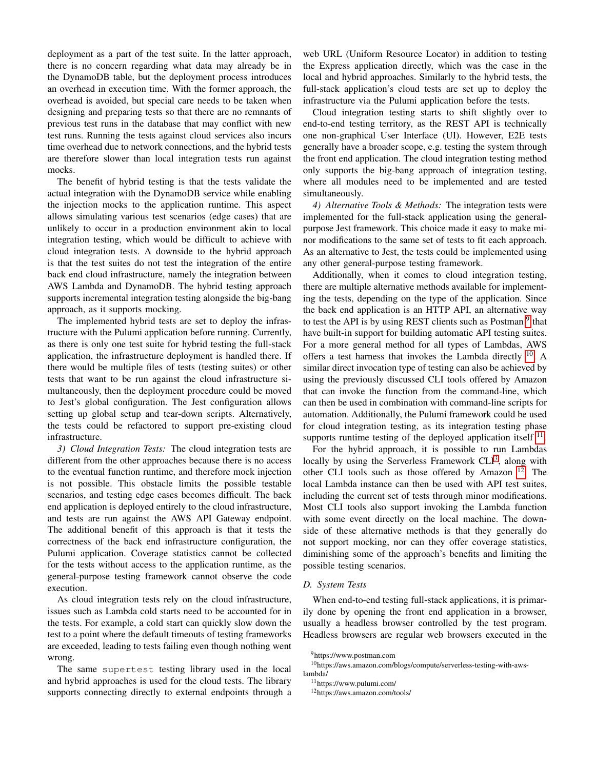deployment as a part of the test suite. In the latter approach, there is no concern regarding what data may already be in the DynamoDB table, but the deployment process introduces an overhead in execution time. With the former approach, the overhead is avoided, but special care needs to be taken when designing and preparing tests so that there are no remnants of previous test runs in the database that may conflict with new test runs. Running the tests against cloud services also incurs time overhead due to network connections, and the hybrid tests are therefore slower than local integration tests run against mocks.

The benefit of hybrid testing is that the tests validate the actual integration with the DynamoDB service while enabling the injection mocks to the application runtime. This aspect allows simulating various test scenarios (edge cases) that are unlikely to occur in a production environment akin to local integration testing, which would be difficult to achieve with cloud integration tests. A downside to the hybrid approach is that the test suites do not test the integration of the entire back end cloud infrastructure, namely the integration between AWS Lambda and DynamoDB. The hybrid testing approach supports incremental integration testing alongside the big-bang approach, as it supports mocking.

The implemented hybrid tests are set to deploy the infrastructure with the Pulumi application before running. Currently, as there is only one test suite for hybrid testing the full-stack application, the infrastructure deployment is handled there. If there would be multiple files of tests (testing suites) or other tests that want to be run against the cloud infrastructure simultaneously, then the deployment procedure could be moved to Jest's global configuration. The Jest configuration allows setting up global setup and tear-down scripts. Alternatively, the tests could be refactored to support pre-existing cloud infrastructure.

*3) Cloud Integration Tests:* The cloud integration tests are different from the other approaches because there is no access to the eventual function runtime, and therefore mock injection is not possible. This obstacle limits the possible testable scenarios, and testing edge cases becomes difficult. The back end application is deployed entirely to the cloud infrastructure, and tests are run against the AWS API Gateway endpoint. The additional benefit of this approach is that it tests the correctness of the back end infrastructure configuration, the Pulumi application. Coverage statistics cannot be collected for the tests without access to the application runtime, as the general-purpose testing framework cannot observe the code execution.

As cloud integration tests rely on the cloud infrastructure, issues such as Lambda cold starts need to be accounted for in the tests. For example, a cold start can quickly slow down the test to a point where the default timeouts of testing frameworks are exceeded, leading to tests failing even though nothing went wrong.

The same `supertest` testing library used in the local and hybrid approaches is used for the cloud tests. The library supports connecting directly to external endpoints through a web URL (Uniform Resource Locator) in addition to testing the Express application directly, which was the case in the local and hybrid approaches. Similarly to the hybrid tests, the full-stack application's cloud tests are set up to deploy the infrastructure via the Pulumi application before the tests.

Cloud integration testing starts to shift slightly over to end-to-end testing territory, as the REST API is technically one non-graphical User Interface (UI). However, E2E tests generally have a broader scope, e.g. testing the system through the front end application. The cloud integration testing method only supports the big-bang approach of integration testing, where all modules need to be implemented and are tested simultaneously.

*4) Alternative Tools & Methods:* The integration tests were implemented for the full-stack application using the general-purpose Jest framework. This choice made it easy to make minor modifications to the same set of tests to fit each approach. As an alternative to Jest, the tests could be implemented using any other general-purpose testing framework.

Additionally, when it comes to cloud integration testing, there are multiple alternative methods available for implementing the tests, depending on the type of the application. Since the back end application is an HTTP API, an alternative way to test the API is by using REST clients such as Postman [9] that have built-in support for building automatic API testing suites. For a more general method for all types of Lambdas, AWS offers a test harness that invokes the Lambda directly [10]. A similar direct invocation type of testing can also be achieved by using the previously discussed CLI tools offered by Amazon that can invoke the function from the command-line, which can then be used in combination with command-line scripts for automation. Additionally, the Pulumi framework could be used for cloud integration testing, as its integration testing phase supports runtime testing of the deployed application itself [11].

For the hybrid approach, it is possible to run Lambdas locally by using the Serverless Framework CLI[3], along with other CLI tools such as those offered by Amazon [12]. The local Lambda instance can then be used with API test suites, including the current set of tests through minor modifications. Most CLI tools also support invoking the Lambda function with some event directly on the local machine. The downside of these alternative methods is that they generally do not support mocking, nor can they offer coverage statistics, diminishing some of the approach's benefits and limiting the possible testing scenarios.

## D. System Tests

When end-to-end testing full-stack applications, it is primarily done by opening the front end application in a browser, usually a headless browser controlled by the test program. Headless browsers are regular web browsers executed in the

[9] https://www.postman.com

[10] https://aws.amazon.com/blogs/compute/serverless-testing-with-aws-lambda/

[11] https://www.pulumi.com/

[12] https://aws.amazon.com/tools/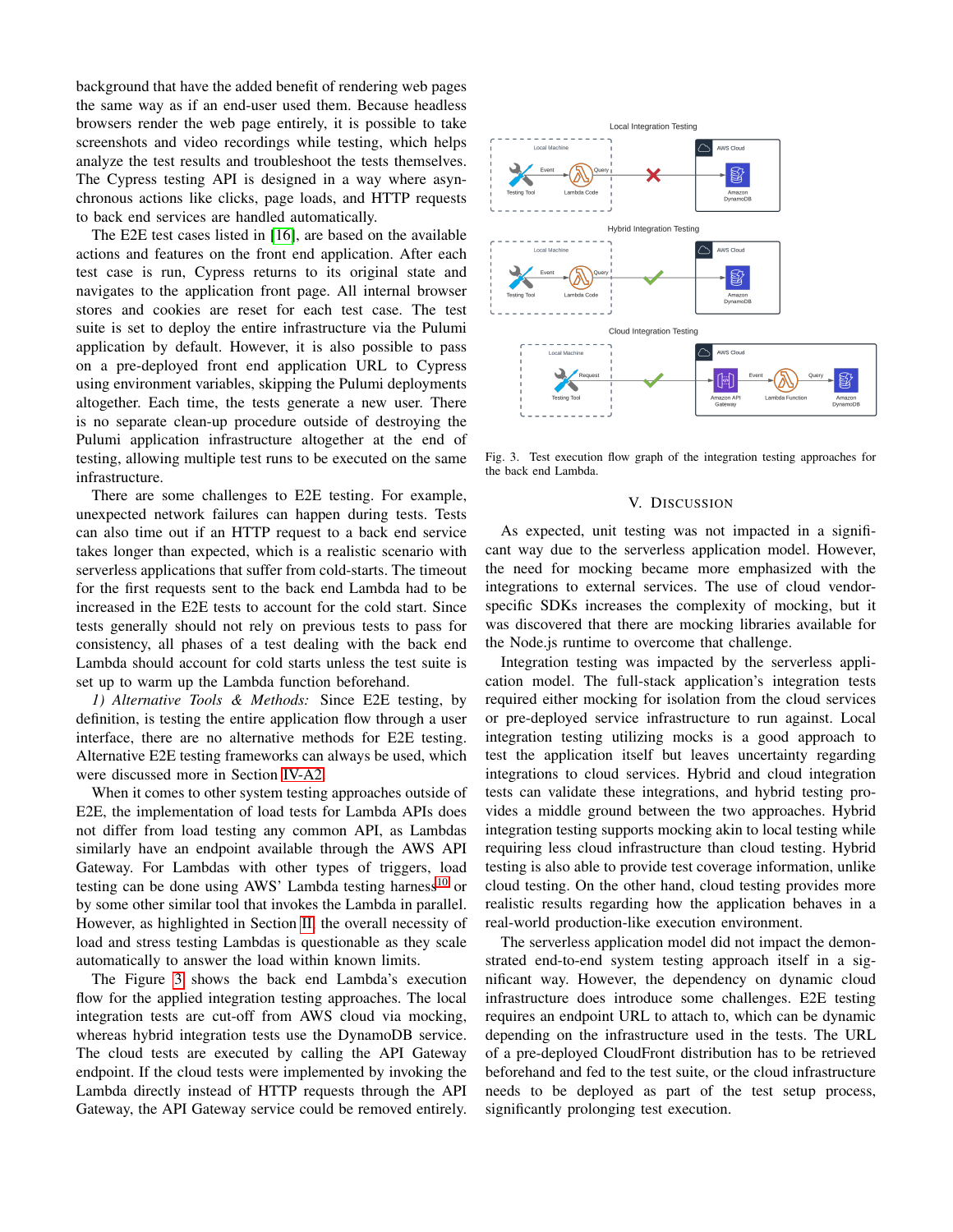background that have the added benefit of rendering web pages the same way as if an end-user used them. Because headless browsers render the web page entirely, it is possible to take screenshots and video recordings while testing, which helps analyze the test results and troubleshoot the tests themselves. The Cypress testing API is designed in a way where asynchronous actions like clicks, page loads, and HTTP requests to back end services are handled automatically.

The E2E test cases listed in [16], are based on the available actions and features on the front end application. After each test case is run, Cypress returns to its original state and navigates to the application front page. All internal browser stores and cookies are reset for each test case. The test suite is set to deploy the entire infrastructure via the Pulumi application by default. However, it is also possible to pass on a pre-deployed front end application URL to Cypress using environment variables, skipping the Pulumi deployments altogether. Each time, the tests generate a new user. There is no separate clean-up procedure outside of destroying the Pulumi application infrastructure altogether at the end of testing, allowing multiple test runs to be executed on the same infrastructure.

There are some challenges to E2E testing. For example, unexpected network failures can happen during tests. Tests can also time out if an HTTP request to a back end service takes longer than expected, which is a realistic scenario with serverless applications that suffer from cold-starts. The timeout for the first requests sent to the back end Lambda had to be increased in the E2E tests to account for the cold start. Since tests generally should not rely on previous tests to pass for consistency, all phases of a test dealing with the back end Lambda should account for cold starts unless the test suite is set up to warm up the Lambda function beforehand.

*1) Alternative Tools & Methods:* Since E2E testing, by definition, is testing the entire application flow through a user interface, there are no alternative methods for E2E testing. Alternative E2E testing frameworks can always be used, which were discussed more in Section IV-A2.

When it comes to other system testing approaches outside of E2E, the implementation of load tests for Lambda APIs does not differ from load testing any common API, as Lambdas similarly have an endpoint available through the AWS API Gateway. For Lambdas with other types of triggers, load testing can be done using AWS' Lambda testing harness[10] or by some other similar tool that invokes the Lambda in parallel. However, as highlighted in Section II, the overall necessity of load and stress testing Lambdas is questionable as they scale automatically to answer the load within known limits.

The Figure 3 shows the back end Lambda's execution flow for the applied integration testing approaches. The local integration tests are cut-off from AWS cloud via mocking, whereas hybrid integration tests use the DynamoDB service. The cloud tests are executed by calling the API Gateway endpoint. If the cloud tests were implemented by invoking the Lambda directly instead of HTTP requests through the API Gateway, the API Gateway service could be removed entirely.

Fig. 3. Test execution flow graph of the integration testing approaches for the back end Lambda.

## V. Discussion

As expected, unit testing was not impacted in a significant way due to the serverless application model. However, the need for mocking became more emphasized with the integrations to external services. The use of cloud vendor-specific SDKs increases the complexity of mocking, but it was discovered that there are mocking libraries available for the Node.js runtime to overcome that challenge.

Integration testing was impacted by the serverless application model. The full-stack application's integration tests required either mocking for isolation from the cloud services or pre-deployed service infrastructure to run against. Local integration testing utilizing mocks is a good approach to test the application itself but leaves uncertainty regarding integrations to cloud services. Hybrid and cloud integration tests can validate these integrations, and hybrid testing provides a middle ground between the two approaches. Hybrid integration testing supports mocking akin to local testing while requiring less cloud infrastructure than cloud testing. Hybrid testing is also able to provide test coverage information, unlike cloud testing. On the other hand, cloud testing provides more realistic results regarding how the application behaves in a real-world production-like execution environment.

The serverless application model did not impact the demonstrated end-to-end system testing approach itself in a significant way. However, the dependency on dynamic cloud infrastructure does introduce some challenges. E2E testing requires an endpoint URL to attach to, which can be dynamic depending on the infrastructure used in the tests. The URL of a pre-deployed CloudFront distribution has to be retrieved beforehand and fed to the test suite, or the cloud infrastructure needs to be deployed as part of the test setup process, significantly prolonging test execution.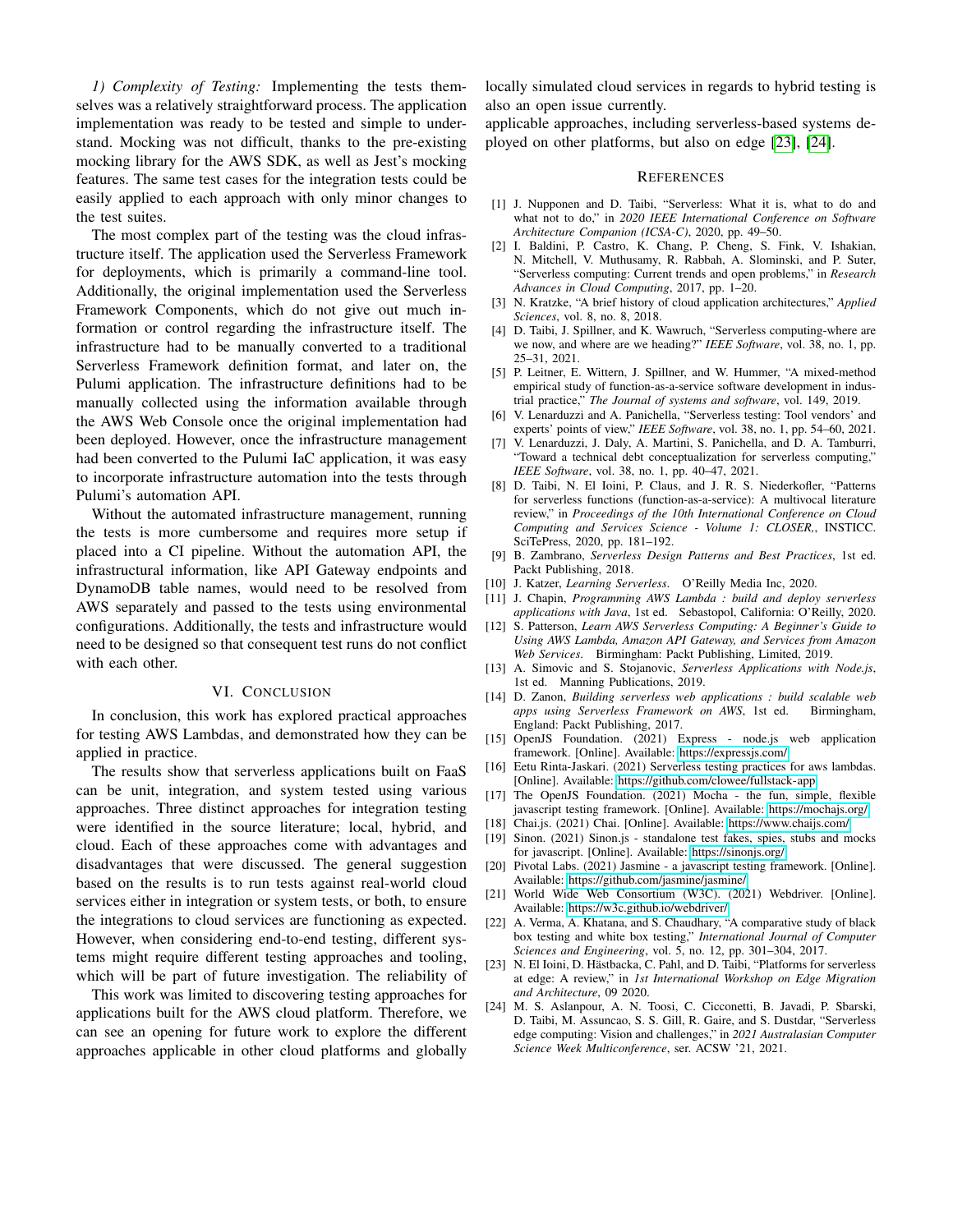*1) Complexity of Testing:* Implementing the tests themselves was a relatively straightforward process. The application implementation was ready to be tested and simple to understand. Mocking was not difficult, thanks to the pre-existing mocking library for the AWS SDK, as well as Jest's mocking features. The same test cases for the integration tests could be easily applied to each approach with only minor changes to the test suites.

The most complex part of the testing was the cloud infrastructure itself. The application used the Serverless Framework for deployments, which is primarily a command-line tool. Additionally, the original implementation used the Serverless Framework Components, which do not give out much information or control regarding the infrastructure itself. The infrastructure had to be manually converted to a traditional Serverless Framework definition format, and later on, the Pulumi application. The infrastructure definitions had to be manually collected using the information available through the AWS Web Console once the original implementation had been deployed. However, once the infrastructure management had been converted to the Pulumi IaC application, it was easy to incorporate infrastructure automation into the tests through Pulumi's automation API.

Without the automated infrastructure management, running the tests is more cumbersome and requires more setup if placed into a CI pipeline. Without the automation API, the infrastructural information, like API Gateway endpoints and DynamoDB table names, would need to be resolved from AWS separately and passed to the tests using environmental configurations. Additionally, the tests and infrastructure would need to be designed so that consequent test runs do not conflict with each other.

## VI. Conclusion

In conclusion, this work has explored practical approaches for testing AWS Lambdas, and demonstrated how they can be applied in practice.

The results show that serverless applications built on FaaS can be unit, integration, and system tested using various approaches. Three distinct approaches for integration testing were identified in the source literature; local, hybrid, and cloud. Each of these approaches come with advantages and disadvantages that were discussed. The general suggestion based on the results is to run tests against real-world cloud services either in integration or system tests, or both, to ensure the integrations to cloud services are functioning as expected. However, when considering end-to-end testing, different systems might require different testing approaches and tooling, which will be part of future investigation. The reliability of locally simulated cloud services in regards to hybrid testing is also an open issue currently.

This work was limited to discovering testing approaches for applications built for the AWS cloud platform. Therefore, we can see an opening for future work to explore the different approaches applicable in other cloud platforms and globally applicable approaches, including serverless-based systems deployed on other platforms, but also on edge [23], [24].

## References

[1] J. Nupponen and D. Taibi, "Serverless: What it is, what to do and what not to do," in *2020 IEEE International Conference on Software Architecture Companion (ICSA-C)*, 2020, pp. 49–50.

[2] I. Baldini, P. Castro, K. Chang, P. Cheng, S. Fink, V. Ishakian, N. Mitchell, V. Muthusamy, R. Rabbah, A. Slominski, and P. Suter, "Serverless computing: Current trends and open problems," in *Research Advances in Cloud Computing*, 2017, pp. 1–20.

[3] N. Kratzke, "A brief history of cloud application architectures," *Applied Sciences*, vol. 8, no. 8, 2018.

[4] D. Taibi, J. Spillner, and K. Wawruch, "Serverless computing-where are we now, and where are we heading?" *IEEE Software*, vol. 38, no. 1, pp. 25–31, 2021.

[5] P. Leitner, E. Wittern, J. Spillner, and W. Hummer, "A mixed-method empirical study of function-as-a-service software development in industrial practice," *The Journal of systems and software*, vol. 149, 2019.

[6] V. Lenarduzzi and A. Panichella, "Serverless testing: Tool vendors' and experts' points of view," *IEEE Software*, vol. 38, no. 1, pp. 54–60, 2021.

[7] V. Lenarduzzi, J. Daly, A. Martini, S. Panichella, and D. A. Tamburri, "Toward a technical debt conceptualization for serverless computing," *IEEE Software*, vol. 38, no. 1, pp. 40–47, 2021.

[8] D. Taibi, N. El Ioini, P. Claus, and J. R. S. Niederkofler, "Patterns for serverless functions (function-as-a-service): A multivocal literature review," in *Proceedings of the 10th International Conference on Cloud Computing and Services Science - Volume 1: CLOSER,*, INSTICC. SciTePress, 2020, pp. 181–192.

[9] B. Zambrano, *Serverless Design Patterns and Best Practices*, 1st ed. Packt Publishing, 2018.

[10] J. Katzer, *Learning Serverless*. O'Reilly Media Inc, 2020.

[11] J. Chapin, *Programming AWS Lambda : build and deploy serverless applications with Java*, 1st ed. Sebastopol, California: O'Reilly, 2020.

[12] S. Patterson, *Learn AWS Serverless Computing: A Beginner's Guide to Using AWS Lambda, Amazon API Gateway, and Services from Amazon Web Services*. Birmingham: Packt Publishing, Limited, 2019.

[13] A. Simovic and S. Stojanovic, *Serverless Applications with Node.js*, 1st ed. Manning Publications, 2019.

[14] D. Zanon, *Building serverless web applications : build scalable web apps using Serverless Framework on AWS*, 1st ed. Birmingham, England: Packt Publishing, 2017.

[15] OpenJS Foundation. (2021) Express - node.js web application framework. [Online]. Available: https://expressjs.com/

[16] Eetu Rinta-Jaskari. (2021) Serverless testing practices for aws lambdas. [Online]. Available: https://github.com/clowee/fullstack-app

[17] The OpenJS Foundation. (2021) Mocha - the fun, simple, flexible javascript testing framework. [Online]. Available: https://mochajs.org/

[18] Chai.js. (2021) Chai. [Online]. Available: https://www.chaijs.com/

[19] Sinon. (2021) Sinon.js - standalone test fakes, spies, stubs and mocks for javascript. [Online]. Available: https://sinonjs.org/

[20] Pivotal Labs. (2021) Jasmine - a javascript testing framework. [Online]. Available: https://github.com/jasmine/jasmine/

[21] World Wide Web Consortium (W3C). (2021) Webdriver. [Online]. Available: https://w3c.github.io/webdriver/

[22] A. Verma, A. Khatana, and S. Chaudhary, "A comparative study of black box testing and white box testing," *International Journal of Computer Sciences and Engineering*, vol. 5, no. 12, pp. 301–304, 2017.

[23] N. El Ioini, D. Hästbacka, C. Pahl, and D. Taibi, "Platforms for serverless at edge: A review," in *1st International Workshop on Edge Migration and Architecture*, 09 2020.

[24] M. S. Aslanpour, A. N. Toosi, C. Cicconetti, B. Javadi, P. Sbarski, D. Taibi, M. Assuncao, S. S. Gill, R. Gaire, and S. Dustdar, "Serverless edge computing: Vision and challenges," in *2021 Australasian Computer Science Week Multiconference*, ser. ACSW '21, 2021.